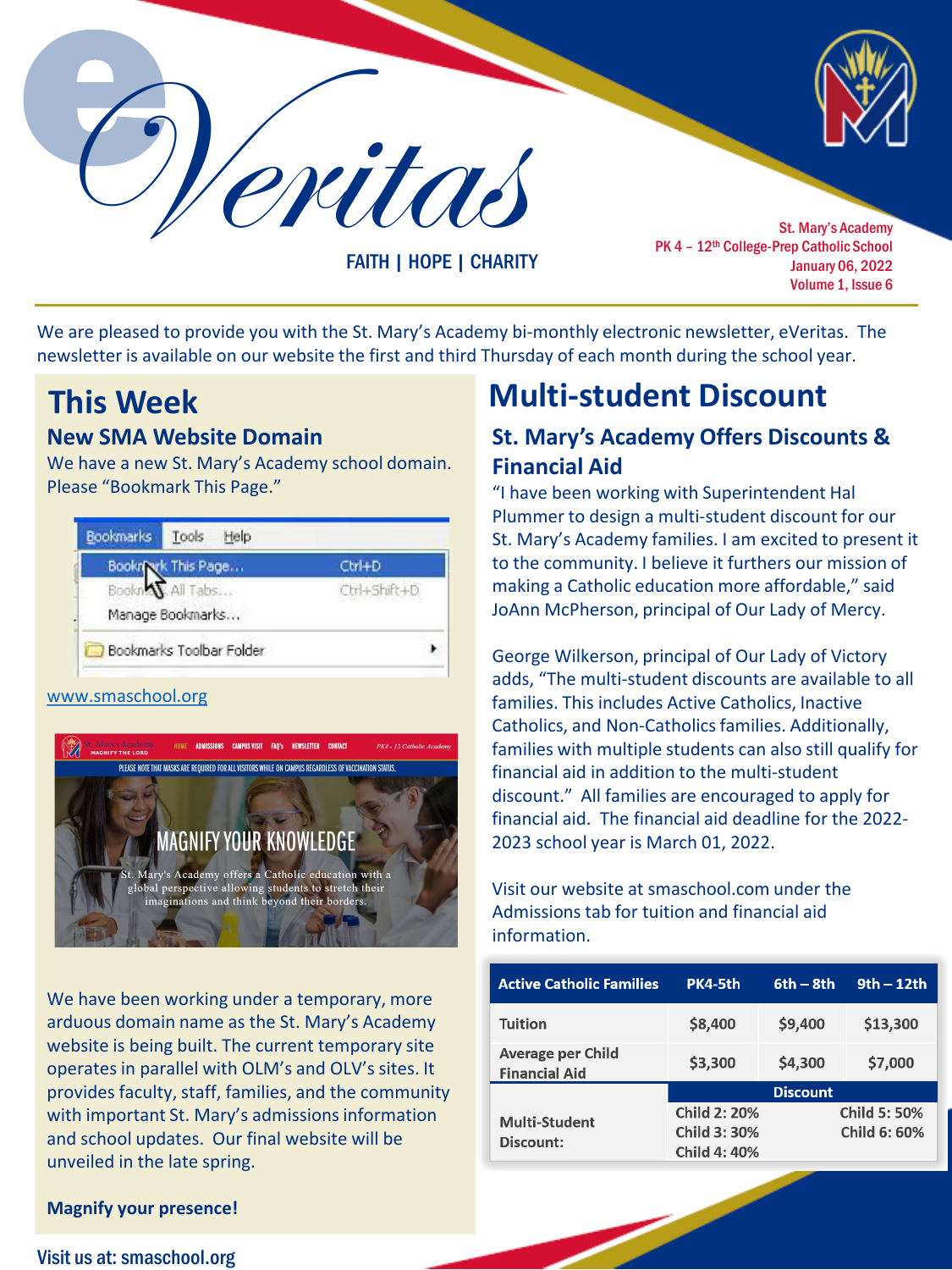# eVeritas

FAITH | HOPE | CHARITY

St. Mary's Academy
PK 4 – 12th College-Prep Catholic School
January 06, 2022
Volume 1, Issue 6

We are pleased to provide you with the St. Mary's Academy bi-monthly electronic newsletter, eVeritas. The newsletter is available on our website the first and third Thursday of each month during the school year.

## This Week

### New SMA Website Domain

We have a new St. Mary's Academy school domain. Please "Bookmark This Page."

www.smaschool.org

We have been working under a temporary, more arduous domain name as the St. Mary's Academy website is being built. The current temporary site operates in parallel with OLM's and OLV's sites. It provides faculty, staff, families, and the community with important St. Mary's admissions information and school updates. Our final website will be unveiled in the late spring.

**Magnify your presence!**

## Multi-student Discount

### St. Mary's Academy Offers Discounts & Financial Aid

"I have been working with Superintendent Hal Plummer to design a multi-student discount for our St. Mary's Academy families. I am excited to present it to the community. I believe it furthers our mission of making a Catholic education more affordable," said JoAnn McPherson, principal of Our Lady of Mercy.

George Wilkerson, principal of Our Lady of Victory adds, "The multi-student discounts are available to all families. This includes Active Catholics, Inactive Catholics, and Non-Catholics families. Additionally, families with multiple students can also still qualify for financial aid in addition to the multi-student discount." All families are encouraged to apply for financial aid. The financial aid deadline for the 2022-2023 school year is March 01, 2022.

Visit our website at smaschool.com under the Admissions tab for tuition and financial aid information.

| Active Catholic Families | PK4-5th | 6th – 8th | 9th – 12th |
|---|---|---|---|
| Tuition | $8,400 | $9,400 | $13,300 |
| Average per Child Financial Aid | $3,300 | $4,300 | $7,000 |
| | Discount | | |
| Multi-Student Discount: | Child 2: 20%<br>Child 3: 30%<br>Child 4: 40% | | Child 5: 50%<br>Child 6: 60% |

Visit us at: smaschool.org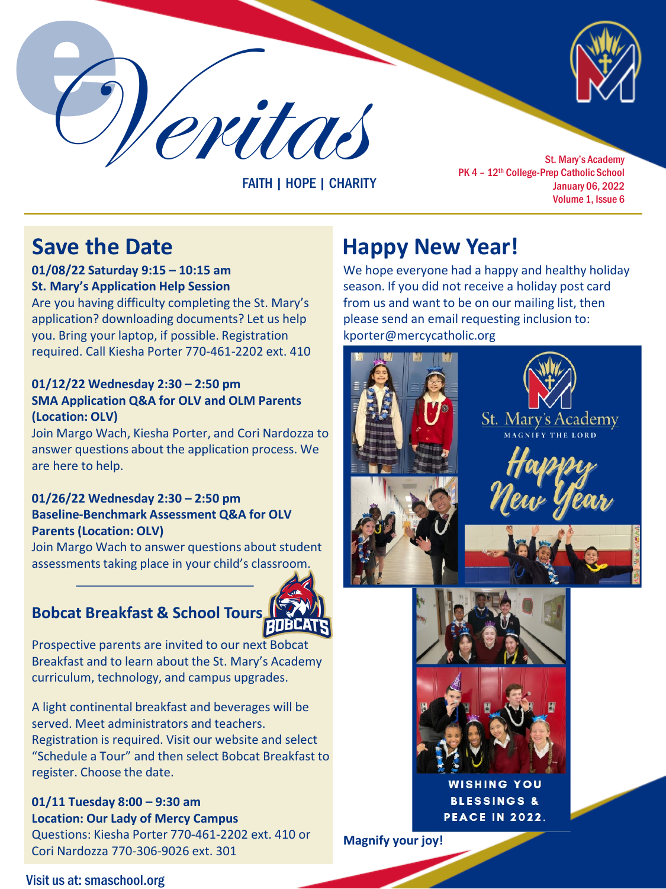# eVeritas

FAITH | HOPE | CHARITY

St. Mary's Academy
PK 4 – 12th College-Prep Catholic School
January 06, 2022
Volume 1, Issue 6

## Save the Date

**01/08/22 Saturday 9:15 – 10:15 am**
**St. Mary's Application Help Session**
Are you having difficulty completing the St. Mary's application? downloading documents? Let us help you. Bring your laptop, if possible. Registration required. Call Kiesha Porter 770-461-2202 ext. 410

**01/12/22 Wednesday 2:30 – 2:50 pm**
**SMA Application Q&A for OLV and OLM Parents (Location: OLV)**
Join Margo Wach, Kiesha Porter, and Cori Nardozza to answer questions about the application process. We are here to help.

**01/26/22 Wednesday 2:30 – 2:50 pm**
**Baseline-Benchmark Assessment Q&A for OLV Parents (Location: OLV)**
Join Margo Wach to answer questions about student assessments taking place in your child's classroom.

### Bobcat Breakfast & School Tours

Prospective parents are invited to our next Bobcat Breakfast and to learn about the St. Mary's Academy curriculum, technology, and campus upgrades.

A light continental breakfast and beverages will be served. Meet administrators and teachers. Registration is required. Visit our website and select "Schedule a Tour" and then select Bobcat Breakfast to register. Choose the date.

**01/11 Tuesday 8:00 – 9:30 am**
**Location: Our Lady of Mercy Campus**
Questions: Kiesha Porter 770-461-2202 ext. 410 or Cori Nardozza 770-306-9026 ext. 301

## Happy New Year!

We hope everyone had a happy and healthy holiday season. If you did not receive a holiday post card from us and want to be on our mailing list, then please send an email requesting inclusion to: kporter@mercycatholic.org

St. Mary's Academy
MAGNIFY THE LORD
Happy New Year

WISHING YOU BLESSINGS & PEACE IN 2022.

**Magnify your joy!**

Visit us at: smaschool.org